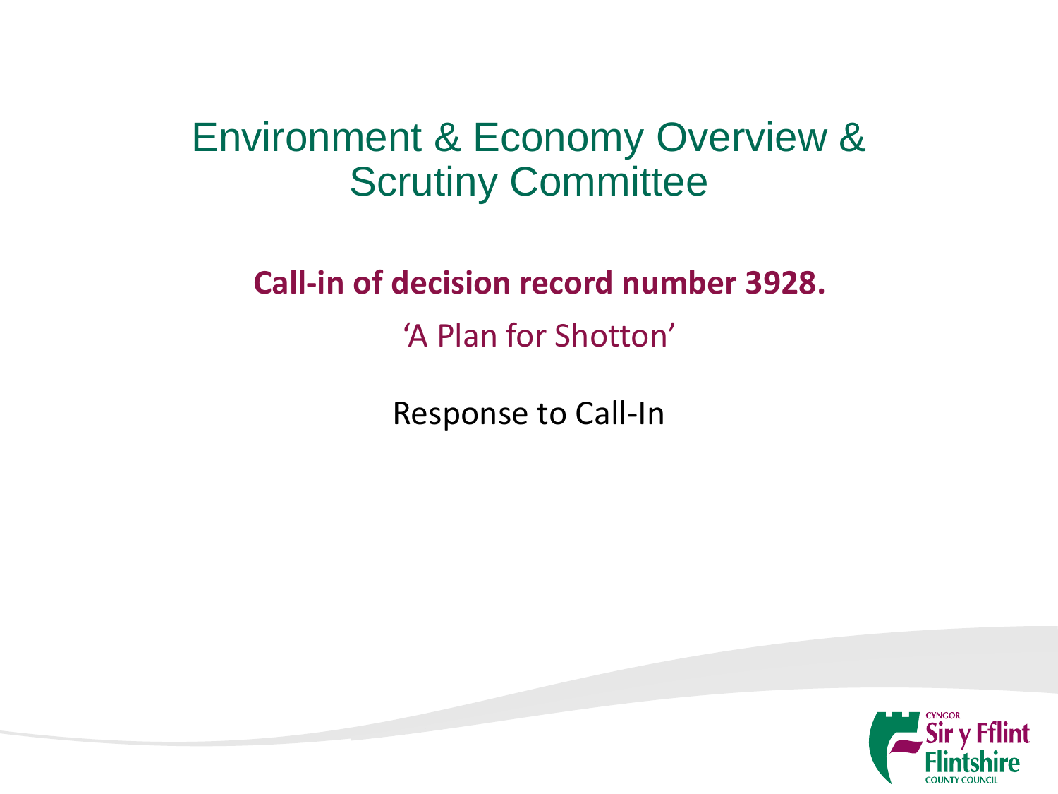# Environment & Economy Overview & Scrutiny Committee

**Call-in of decision record number 3928.**

'A Plan for Shotton'

Response to Call-In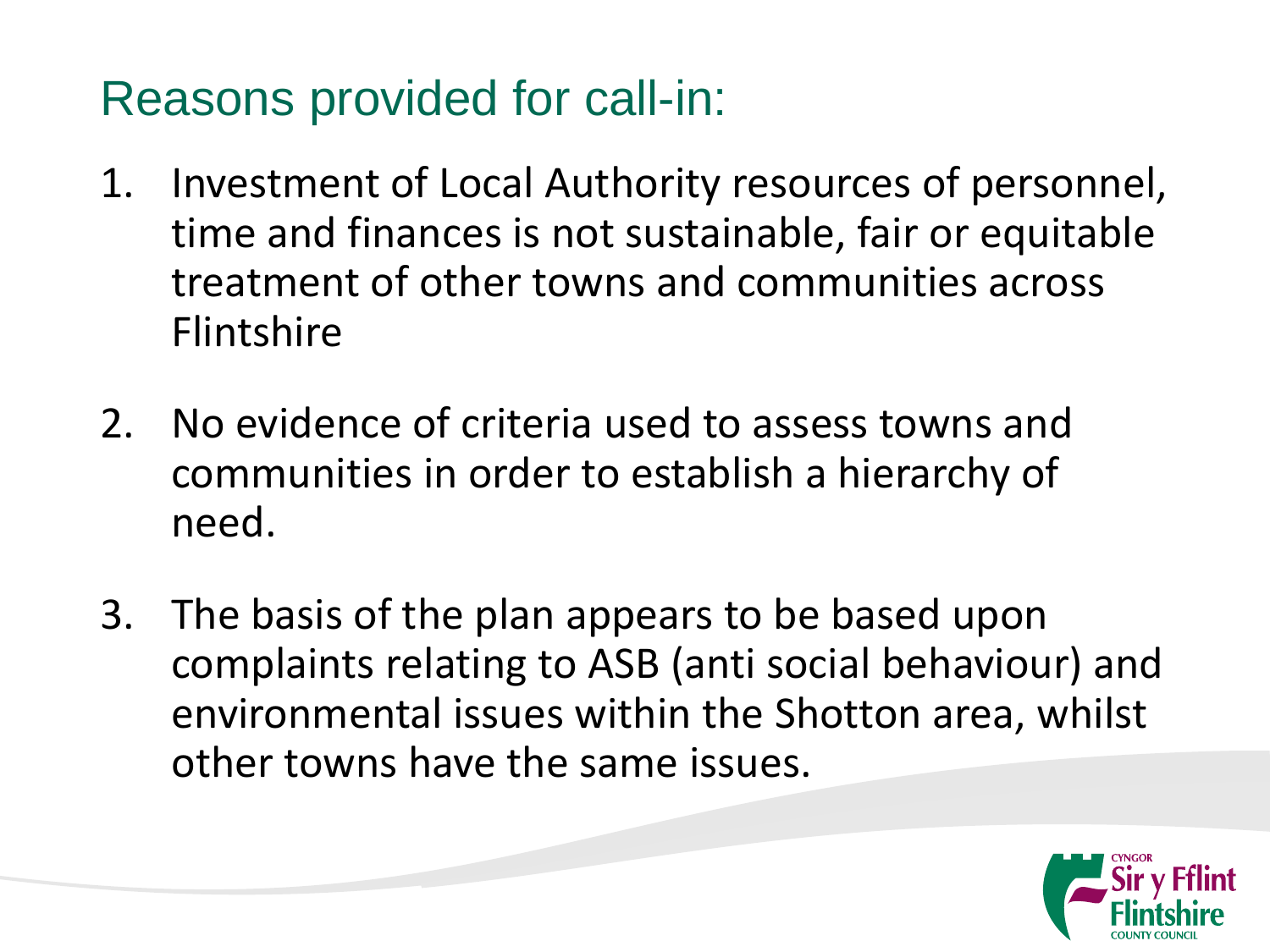## Reasons provided for call-in:

1. Investment of Local Authority resources of personnel, time and finances is not sustainable, fair or equitable treatment of other towns and communities across Flintshire

2. No evidence of criteria used to assess towns and communities in order to establish a hierarchy of need.

3. The basis of the plan appears to be based upon complaints relating to ASB (anti social behaviour) and environmental issues within the Shotton area, whilst other towns have the same issues.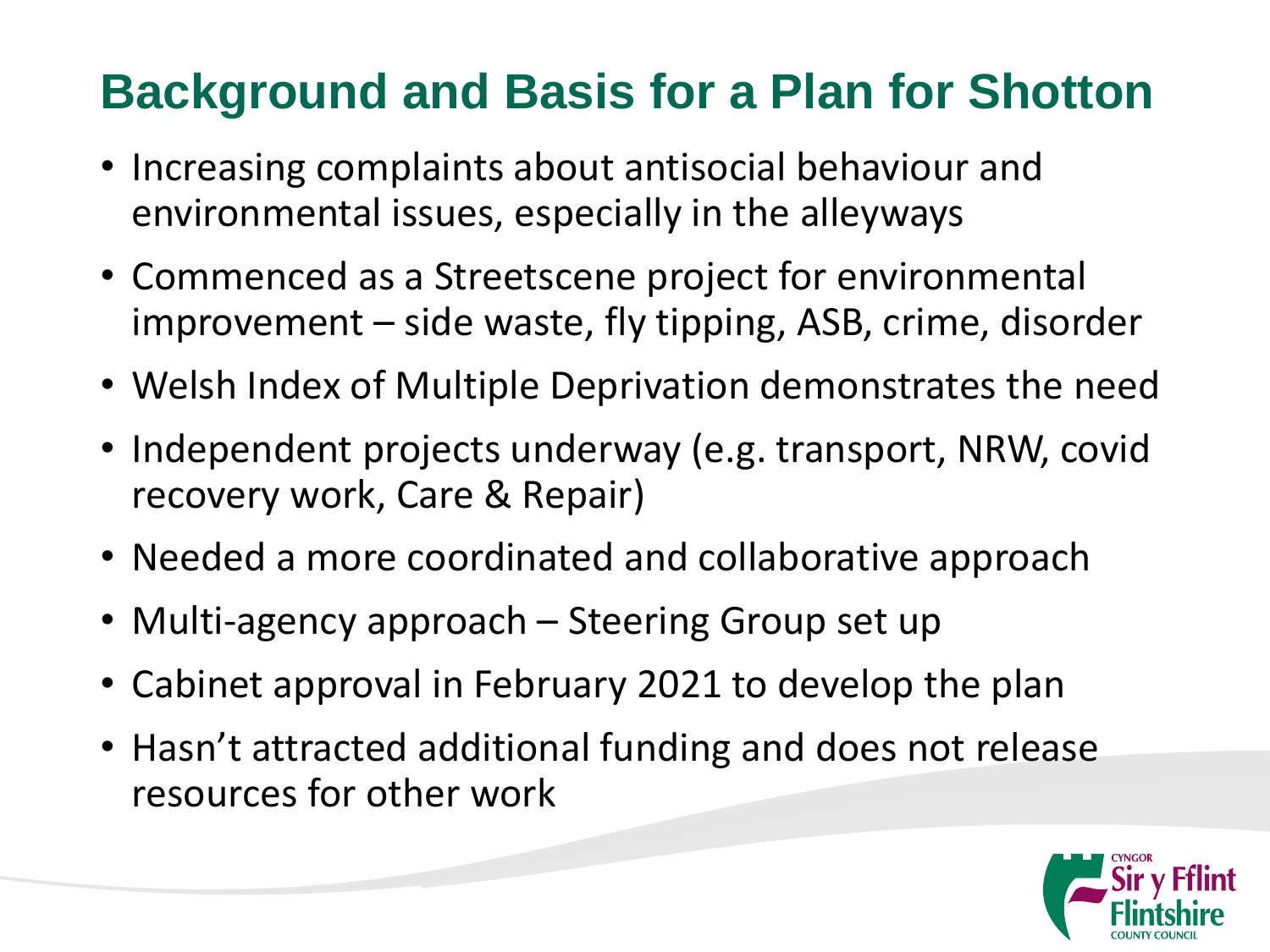# Background and Basis for a Plan for Shotton

- Increasing complaints about antisocial behaviour and environmental issues, especially in the alleyways
- Commenced as a Streetscene project for environmental improvement – side waste, fly tipping, ASB, crime, disorder
- Welsh Index of Multiple Deprivation demonstrates the need
- Independent projects underway (e.g. transport, NRW, covid recovery work, Care & Repair)
- Needed a more coordinated and collaborative approach
- Multi-agency approach – Steering Group set up
- Cabinet approval in February 2021 to develop the plan
- Hasn't attracted additional funding and does not release resources for other work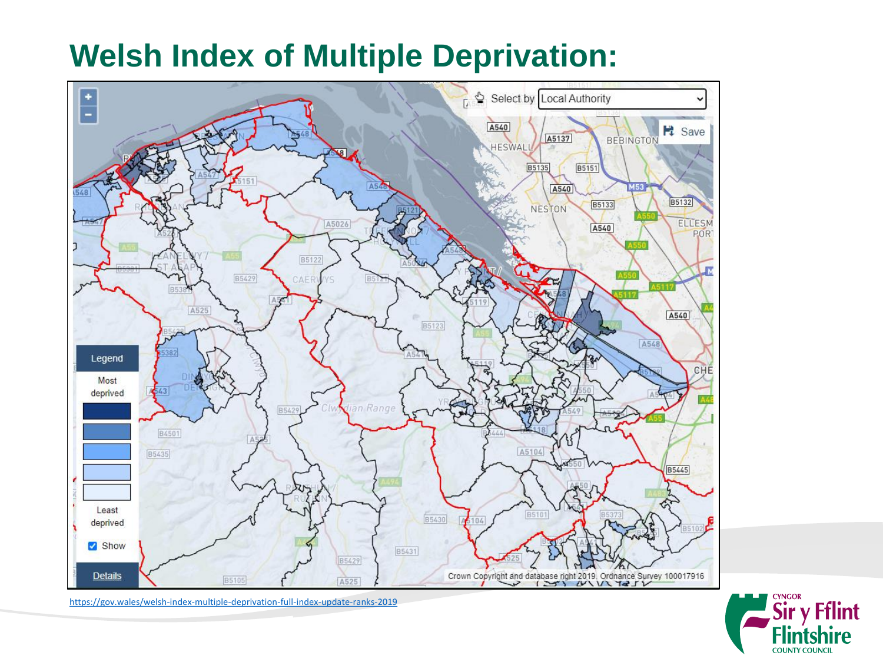# Welsh Index of Multiple Deprivation:

https://gov.wales/welsh-index-multiple-deprivation-full-index-update-ranks-2019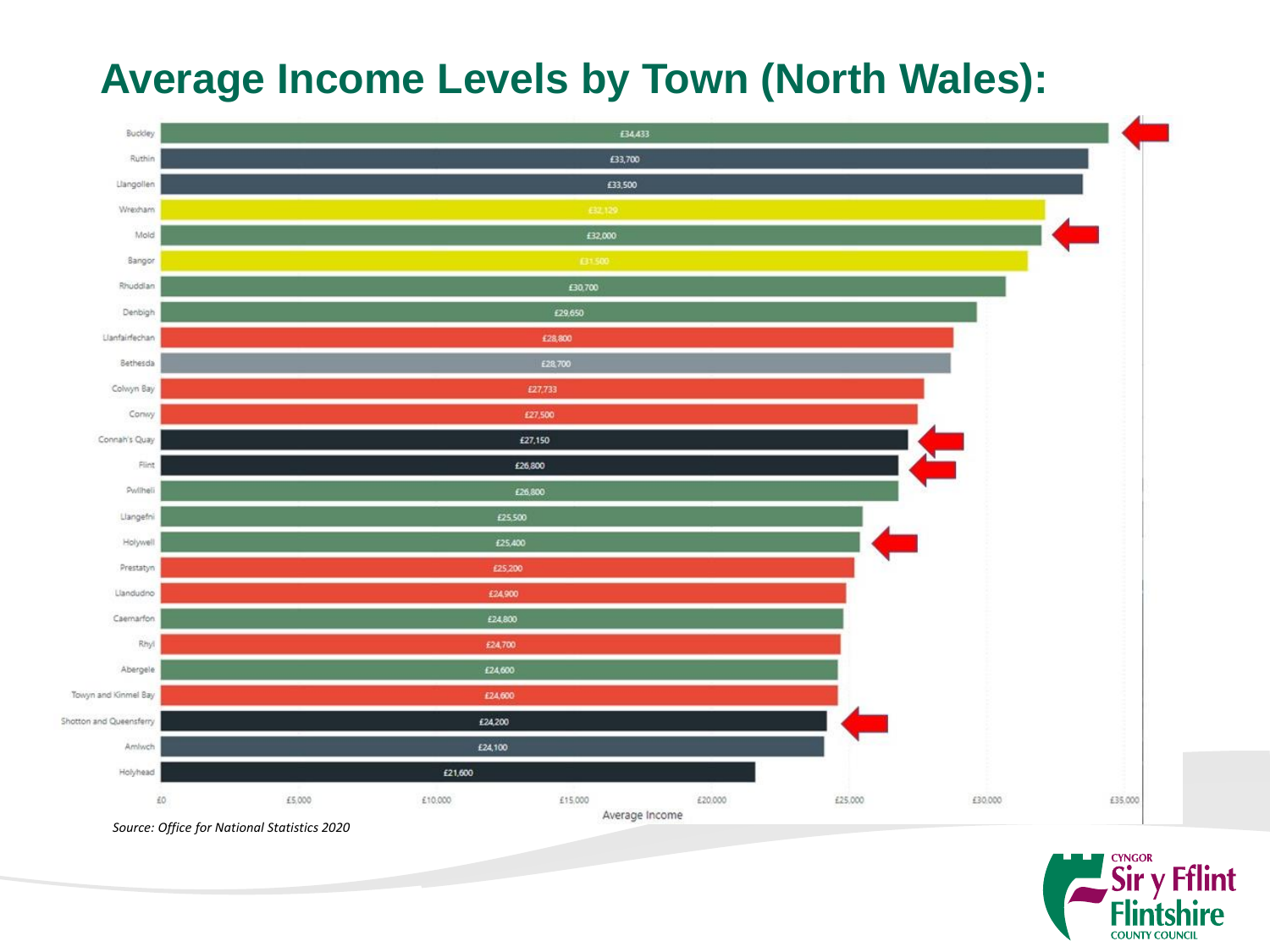# Average Income Levels by Town (North Wales):

| Town | Average Income |
|---|---|
| Buckley | £34,433 |
| Ruthin | £33,700 |
| Llangollen | £33,500 |
| Wrexham | £32,129 |
| Mold | £32,000 |
| Bangor | £31,500 |
| Rhuddlan | £30,700 |
| Denbigh | £29,650 |
| Llanfairfechan | £28,800 |
| Bethesda | £28,700 |
| Colwyn Bay | £27,733 |
| Conwy | £27,500 |
| Connah's Quay | £27,150 |
| Flint | £26,800 |
| Pwllheli | £26,800 |
| Llangefni | £25,500 |
| Holywell | £25,400 |
| Prestatyn | £25,200 |
| Llandudno | £24,900 |
| Caernarfon | £24,800 |
| Rhyl | £24,700 |
| Abergele | £24,600 |
| Towyn and Kinmel Bay | £24,600 |
| Shotton and Queensferry | £24,200 |
| Amlwch | £24,100 |
| Holyhead | £21,600 |

*Source: Office for National Statistics 2020*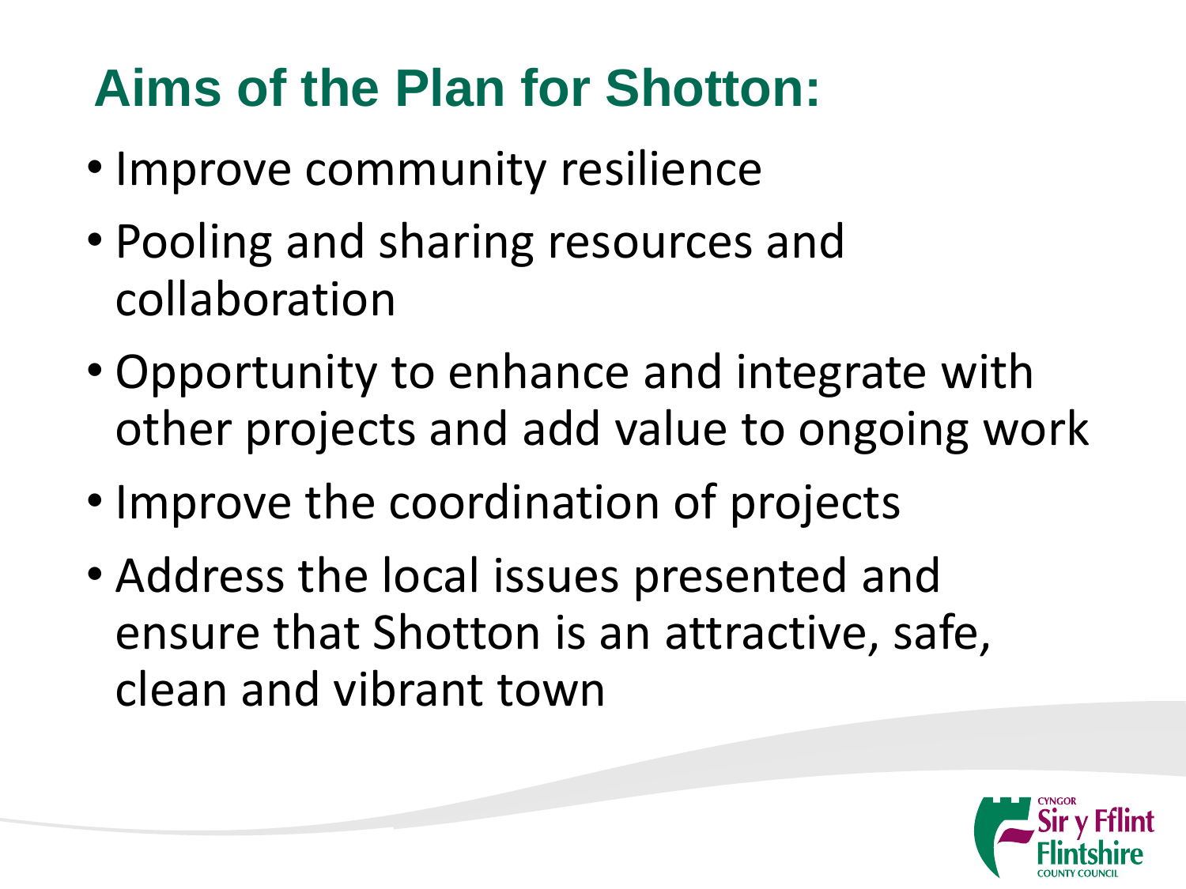# Aims of the Plan for Shotton:

- Improve community resilience
- Pooling and sharing resources and collaboration
- Opportunity to enhance and integrate with other projects and add value to ongoing work
- Improve the coordination of projects
- Address the local issues presented and ensure that Shotton is an attractive, safe, clean and vibrant town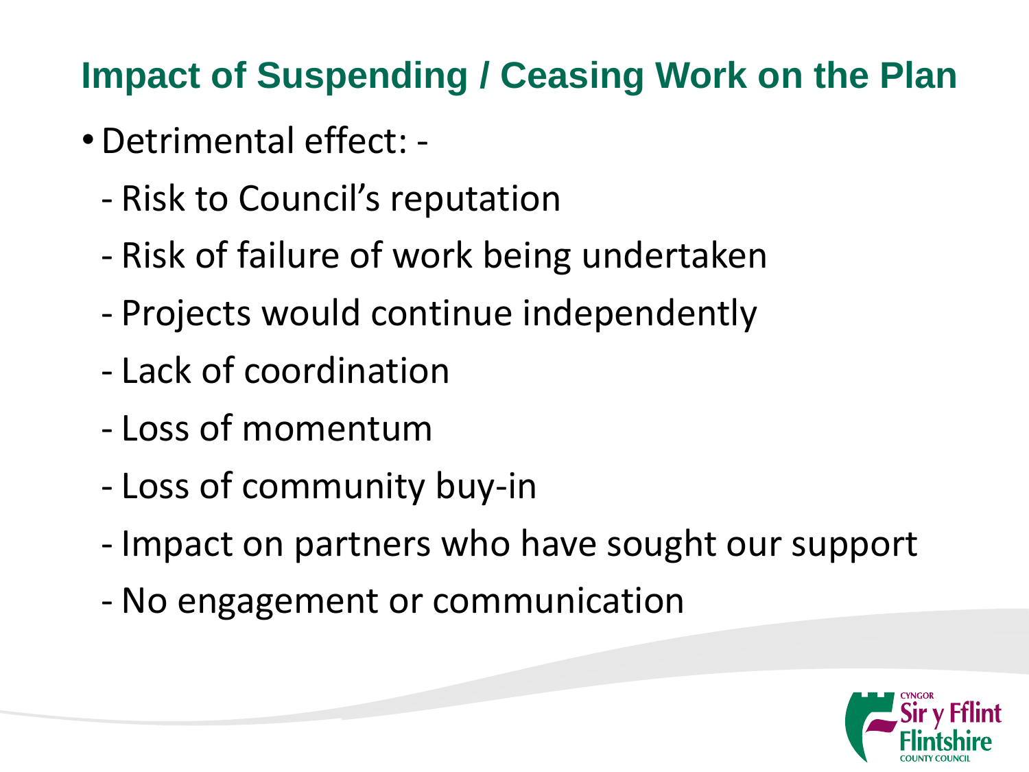## Impact of Suspending / Ceasing Work on the Plan

- Detrimental effect: -
  - Risk to Council's reputation
  - Risk of failure of work being undertaken
  - Projects would continue independently
  - Lack of coordination
  - Loss of momentum
  - Loss of community buy-in
  - Impact on partners who have sought our support
  - No engagement or communication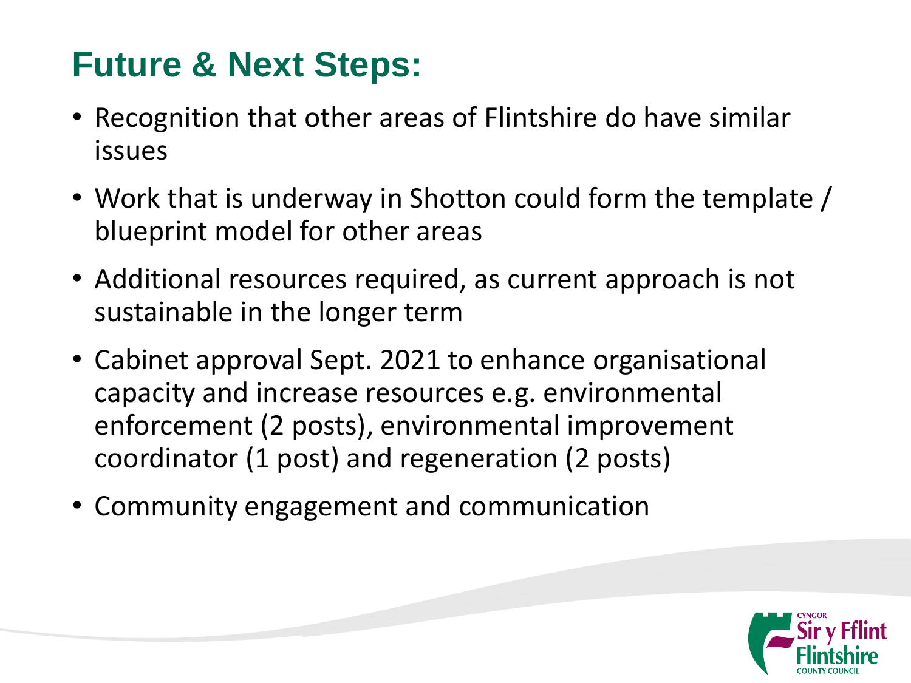# Future & Next Steps:

- Recognition that other areas of Flintshire do have similar issues
- Work that is underway in Shotton could form the template / blueprint model for other areas
- Additional resources required, as current approach is not sustainable in the longer term
- Cabinet approval Sept. 2021 to enhance organisational capacity and increase resources e.g. environmental enforcement (2 posts), environmental improvement coordinator (1 post) and regeneration (2 posts)
- Community engagement and communication